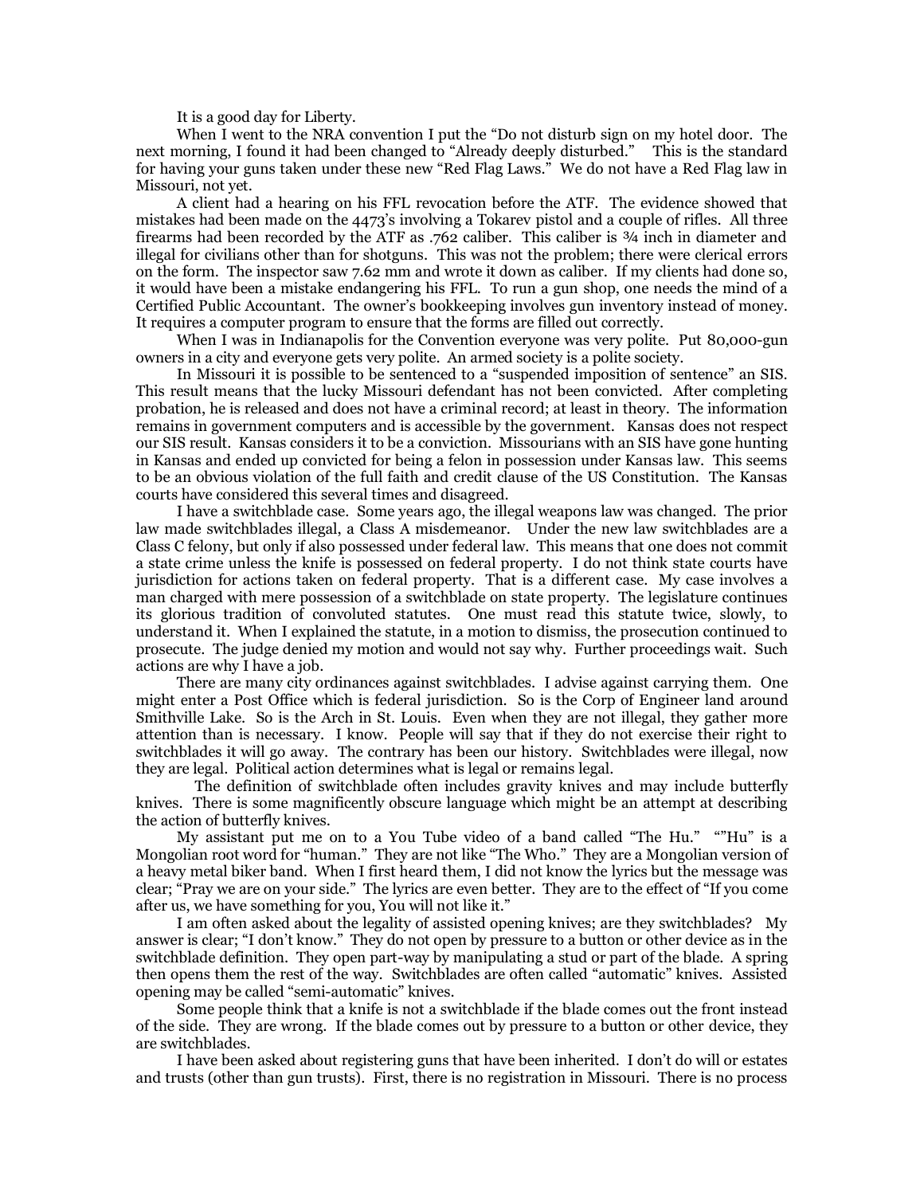It is a good day for Liberty.

When I went to the NRA convention I put the "Do not disturb sign on my hotel door. The next morning, I found it had been changed to "Already deeply disturbed." This is the standard for having your guns taken under these new "Red Flag Laws." We do not have a Red Flag law in Missouri, not yet.

A client had a hearing on his FFL revocation before the ATF. The evidence showed that mistakes had been made on the 4473's involving a Tokarev pistol and a couple of rifles. All three firearms had been recorded by the ATF as .762 caliber. This caliber is ¾ inch in diameter and illegal for civilians other than for shotguns. This was not the problem; there were clerical errors on the form. The inspector saw 7.62 mm and wrote it down as caliber. If my clients had done so, it would have been a mistake endangering his FFL. To run a gun shop, one needs the mind of a Certified Public Accountant. The owner's bookkeeping involves gun inventory instead of money. It requires a computer program to ensure that the forms are filled out correctly.

When I was in Indianapolis for the Convention everyone was very polite. Put 80,000-gun owners in a city and everyone gets very polite. An armed society is a polite society.

In Missouri it is possible to be sentenced to a "suspended imposition of sentence" an SIS. This result means that the lucky Missouri defendant has not been convicted. After completing probation, he is released and does not have a criminal record; at least in theory. The information remains in government computers and is accessible by the government. Kansas does not respect our SIS result. Kansas considers it to be a conviction. Missourians with an SIS have gone hunting in Kansas and ended up convicted for being a felon in possession under Kansas law. This seems to be an obvious violation of the full faith and credit clause of the US Constitution. The Kansas courts have considered this several times and disagreed.

I have a switchblade case. Some years ago, the illegal weapons law was changed. The prior law made switchblades illegal, a Class A misdemeanor. Under the new law switchblades are a Class C felony, but only if also possessed under federal law. This means that one does not commit a state crime unless the knife is possessed on federal property. I do not think state courts have jurisdiction for actions taken on federal property. That is a different case. My case involves a man charged with mere possession of a switchblade on state property. The legislature continues its glorious tradition of convoluted statutes. One must read this statute twice, slowly, to understand it. When I explained the statute, in a motion to dismiss, the prosecution continued to prosecute. The judge denied my motion and would not say why. Further proceedings wait. Such actions are why I have a job.

There are many city ordinances against switchblades. I advise against carrying them. One might enter a Post Office which is federal jurisdiction. So is the Corp of Engineer land around Smithville Lake. So is the Arch in St. Louis. Even when they are not illegal, they gather more attention than is necessary. I know. People will say that if they do not exercise their right to switchblades it will go away. The contrary has been our history. Switchblades were illegal, now they are legal. Political action determines what is legal or remains legal.

The definition of switchblade often includes gravity knives and may include butterfly knives. There is some magnificently obscure language which might be an attempt at describing the action of butterfly knives.

My assistant put me on to a You Tube video of a band called "The Hu." ""Hu" is a Mongolian root word for "human." They are not like "The Who." They are a Mongolian version of a heavy metal biker band. When I first heard them, I did not know the lyrics but the message was clear; "Pray we are on your side." The lyrics are even better. They are to the effect of "If you come after us, we have something for you, You will not like it."

I am often asked about the legality of assisted opening knives; are they switchblades? My answer is clear; "I don't know." They do not open by pressure to a button or other device as in the switchblade definition. They open part-way by manipulating a stud or part of the blade. A spring then opens them the rest of the way. Switchblades are often called "automatic" knives. Assisted opening may be called "semi-automatic" knives.

Some people think that a knife is not a switchblade if the blade comes out the front instead of the side. They are wrong. If the blade comes out by pressure to a button or other device, they are switchblades.

I have been asked about registering guns that have been inherited. I don't do will or estates and trusts (other than gun trusts). First, there is no registration in Missouri. There is no process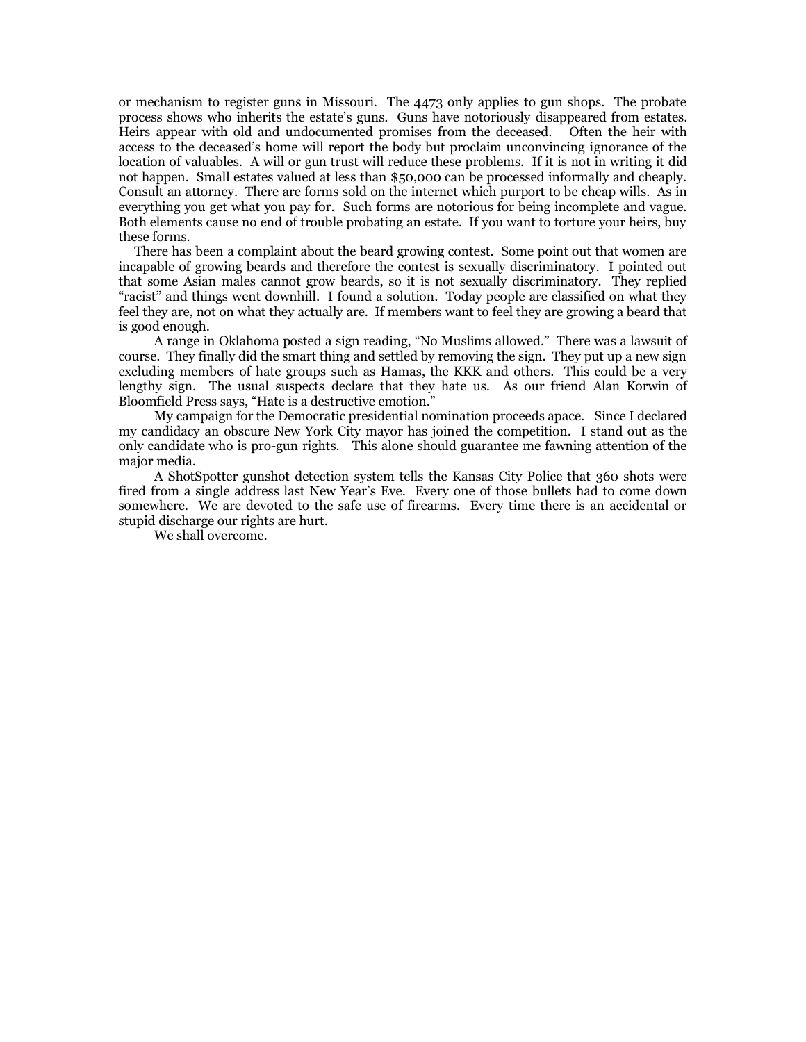or mechanism to register guns in Missouri. The 4473 only applies to gun shops. The probate process shows who inherits the estate's guns. Guns have notoriously disappeared from estates. Heirs appear with old and undocumented promises from the deceased. Often the heir with access to the deceased's home will report the body but proclaim unconvincing ignorance of the location of valuables. A will or gun trust will reduce these problems. If it is not in writing it did not happen. Small estates valued at less than $50,000 can be processed informally and cheaply. Consult an attorney. There are forms sold on the internet which purport to be cheap wills. As in everything you get what you pay for. Such forms are notorious for being incomplete and vague. Both elements cause no end of trouble probating an estate. If you want to torture your heirs, buy these forms.

There has been a complaint about the beard growing contest. Some point out that women are incapable of growing beards and therefore the contest is sexually discriminatory. I pointed out that some Asian males cannot grow beards, so it is not sexually discriminatory. They replied "racist" and things went downhill. I found a solution. Today people are classified on what they feel they are, not on what they actually are. If members want to feel they are growing a beard that is good enough.

A range in Oklahoma posted a sign reading, "No Muslims allowed." There was a lawsuit of course. They finally did the smart thing and settled by removing the sign. They put up a new sign excluding members of hate groups such as Hamas, the KKK and others. This could be a very lengthy sign. The usual suspects declare that they hate us. As our friend Alan Korwin of Bloomfield Press says, "Hate is a destructive emotion."

My campaign for the Democratic presidential nomination proceeds apace. Since I declared my candidacy an obscure New York City mayor has joined the competition. I stand out as the only candidate who is pro-gun rights. This alone should guarantee me fawning attention of the major media.

A ShotSpotter gunshot detection system tells the Kansas City Police that 360 shots were fired from a single address last New Year's Eve. Every one of those bullets had to come down somewhere. We are devoted to the safe use of firearms. Every time there is an accidental or stupid discharge our rights are hurt.

We shall overcome.